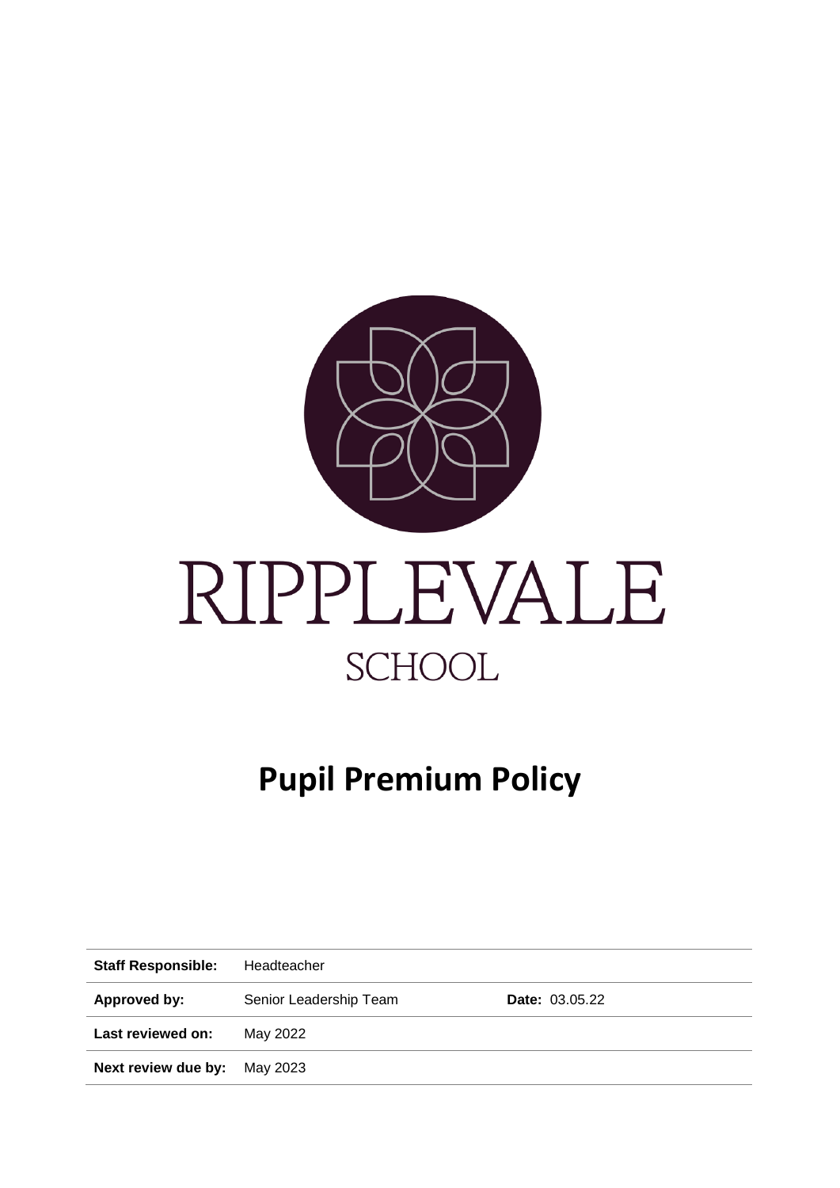RIPPLEVALE

SCHOOL

# Pupil Premium Policy

| **Staff Responsible:** | Headteacher | |
|---|---|---|
| **Approved by:** | Senior Leadership Team | **Date:** 03.05.22 |
| **Last reviewed on:** | May 2022 | |
| **Next review due by:** | May 2023 | |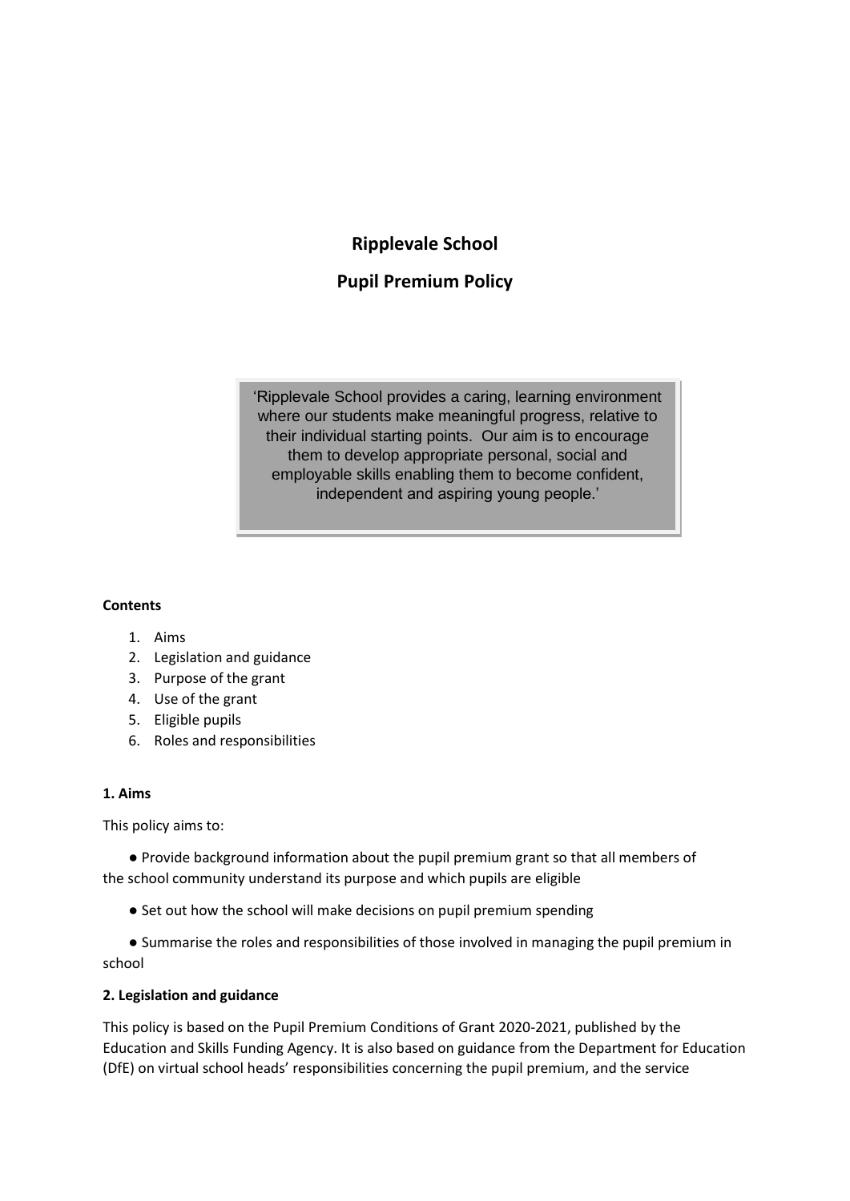# Ripplevale School

## Pupil Premium Policy

> 'Ripplevale School provides a caring, learning environment where our students make meaningful progress, relative to their individual starting points. Our aim is to encourage them to develop appropriate personal, social and employable skills enabling them to become confident, independent and aspiring young people.'

**Contents**

1. Aims
2. Legislation and guidance
3. Purpose of the grant
4. Use of the grant
5. Eligible pupils
6. Roles and responsibilities

**1. Aims**

This policy aims to:

- Provide background information about the pupil premium grant so that all members of the school community understand its purpose and which pupils are eligible
- Set out how the school will make decisions on pupil premium spending
- Summarise the roles and responsibilities of those involved in managing the pupil premium in school

**2. Legislation and guidance**

This policy is based on the Pupil Premium Conditions of Grant 2020-2021, published by the Education and Skills Funding Agency. It is also based on guidance from the Department for Education (DfE) on virtual school heads' responsibilities concerning the pupil premium, and the service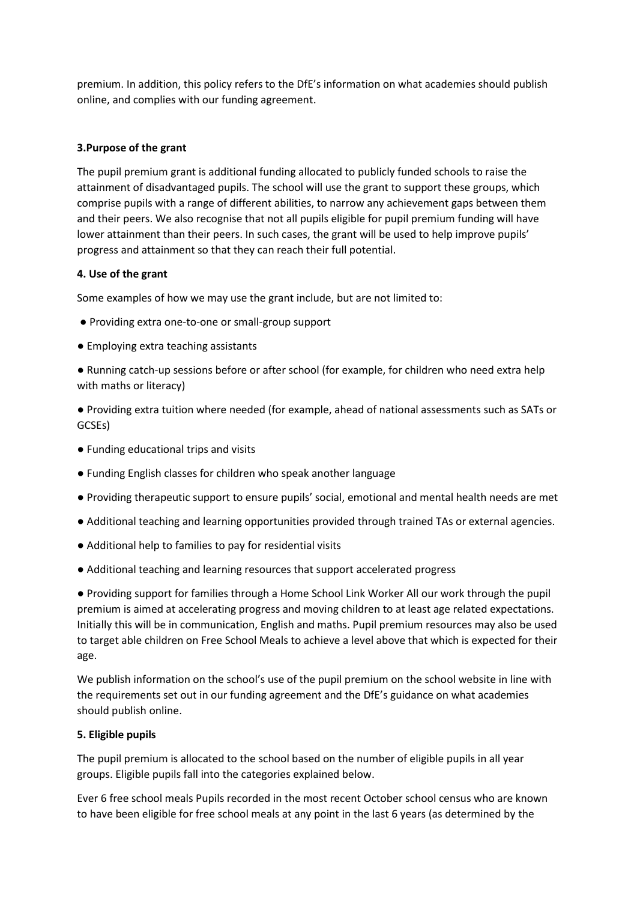premium. In addition, this policy refers to the DfE's information on what academies should publish online, and complies with our funding agreement.

**3.Purpose of the grant**

The pupil premium grant is additional funding allocated to publicly funded schools to raise the attainment of disadvantaged pupils. The school will use the grant to support these groups, which comprise pupils with a range of different abilities, to narrow any achievement gaps between them and their peers. We also recognise that not all pupils eligible for pupil premium funding will have lower attainment than their peers. In such cases, the grant will be used to help improve pupils' progress and attainment so that they can reach their full potential.

**4. Use of the grant**

Some examples of how we may use the grant include, but are not limited to:

- Providing extra one-to-one or small-group support
- Employing extra teaching assistants
- Running catch-up sessions before or after school (for example, for children who need extra help with maths or literacy)
- Providing extra tuition where needed (for example, ahead of national assessments such as SATs or GCSEs)
- Funding educational trips and visits
- Funding English classes for children who speak another language
- Providing therapeutic support to ensure pupils' social, emotional and mental health needs are met
- Additional teaching and learning opportunities provided through trained TAs or external agencies.
- Additional help to families to pay for residential visits
- Additional teaching and learning resources that support accelerated progress
- Providing support for families through a Home School Link Worker All our work through the pupil premium is aimed at accelerating progress and moving children to at least age related expectations. Initially this will be in communication, English and maths. Pupil premium resources may also be used to target able children on Free School Meals to achieve a level above that which is expected for their age.

We publish information on the school's use of the pupil premium on the school website in line with the requirements set out in our funding agreement and the DfE's guidance on what academies should publish online.

**5. Eligible pupils**

The pupil premium is allocated to the school based on the number of eligible pupils in all year groups. Eligible pupils fall into the categories explained below.

Ever 6 free school meals Pupils recorded in the most recent October school census who are known to have been eligible for free school meals at any point in the last 6 years (as determined by the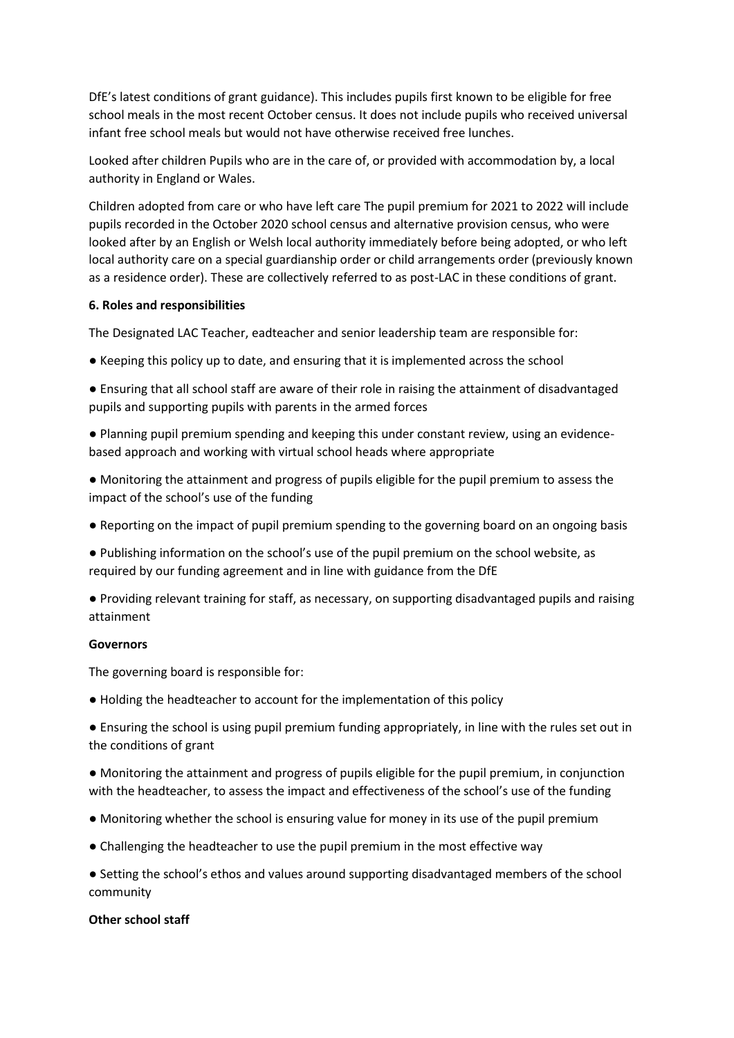DfE's latest conditions of grant guidance). This includes pupils first known to be eligible for free school meals in the most recent October census. It does not include pupils who received universal infant free school meals but would not have otherwise received free lunches.

Looked after children Pupils who are in the care of, or provided with accommodation by, a local authority in England or Wales.

Children adopted from care or who have left care The pupil premium for 2021 to 2022 will include pupils recorded in the October 2020 school census and alternative provision census, who were looked after by an English or Welsh local authority immediately before being adopted, or who left local authority care on a special guardianship order or child arrangements order (previously known as a residence order). These are collectively referred to as post-LAC in these conditions of grant.

**6. Roles and responsibilities**

The Designated LAC Teacher, eadteacher and senior leadership team are responsible for:

- Keeping this policy up to date, and ensuring that it is implemented across the school
- Ensuring that all school staff are aware of their role in raising the attainment of disadvantaged pupils and supporting pupils with parents in the armed forces
- Planning pupil premium spending and keeping this under constant review, using an evidence-based approach and working with virtual school heads where appropriate
- Monitoring the attainment and progress of pupils eligible for the pupil premium to assess the impact of the school's use of the funding
- Reporting on the impact of pupil premium spending to the governing board on an ongoing basis
- Publishing information on the school's use of the pupil premium on the school website, as required by our funding agreement and in line with guidance from the DfE
- Providing relevant training for staff, as necessary, on supporting disadvantaged pupils and raising attainment

**Governors**

The governing board is responsible for:

- Holding the headteacher to account for the implementation of this policy
- Ensuring the school is using pupil premium funding appropriately, in line with the rules set out in the conditions of grant
- Monitoring the attainment and progress of pupils eligible for the pupil premium, in conjunction with the headteacher, to assess the impact and effectiveness of the school's use of the funding
- Monitoring whether the school is ensuring value for money in its use of the pupil premium
- Challenging the headteacher to use the pupil premium in the most effective way
- Setting the school's ethos and values around supporting disadvantaged members of the school community

**Other school staff**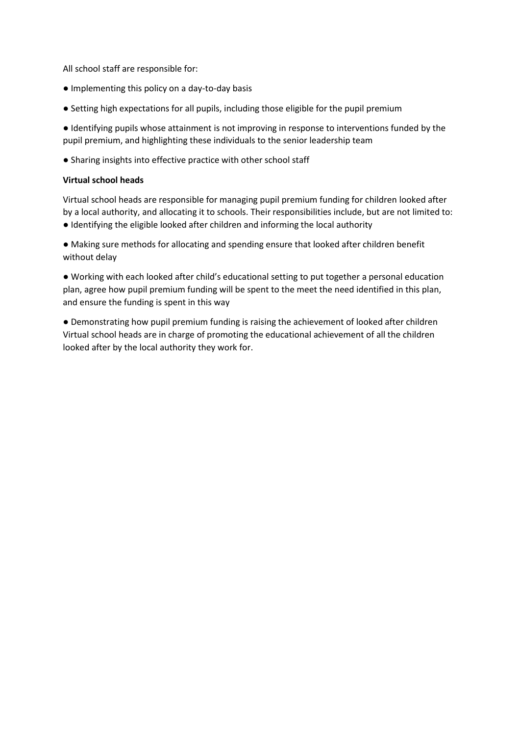All school staff are responsible for:

- Implementing this policy on a day-to-day basis
- Setting high expectations for all pupils, including those eligible for the pupil premium
- Identifying pupils whose attainment is not improving in response to interventions funded by the pupil premium, and highlighting these individuals to the senior leadership team
- Sharing insights into effective practice with other school staff

**Virtual school heads**

Virtual school heads are responsible for managing pupil premium funding for children looked after by a local authority, and allocating it to schools. Their responsibilities include, but are not limited to:

- Identifying the eligible looked after children and informing the local authority
- Making sure methods for allocating and spending ensure that looked after children benefit without delay
- Working with each looked after child's educational setting to put together a personal education plan, agree how pupil premium funding will be spent to the meet the need identified in this plan, and ensure the funding is spent in this way
- Demonstrating how pupil premium funding is raising the achievement of looked after children

Virtual school heads are in charge of promoting the educational achievement of all the children looked after by the local authority they work for.